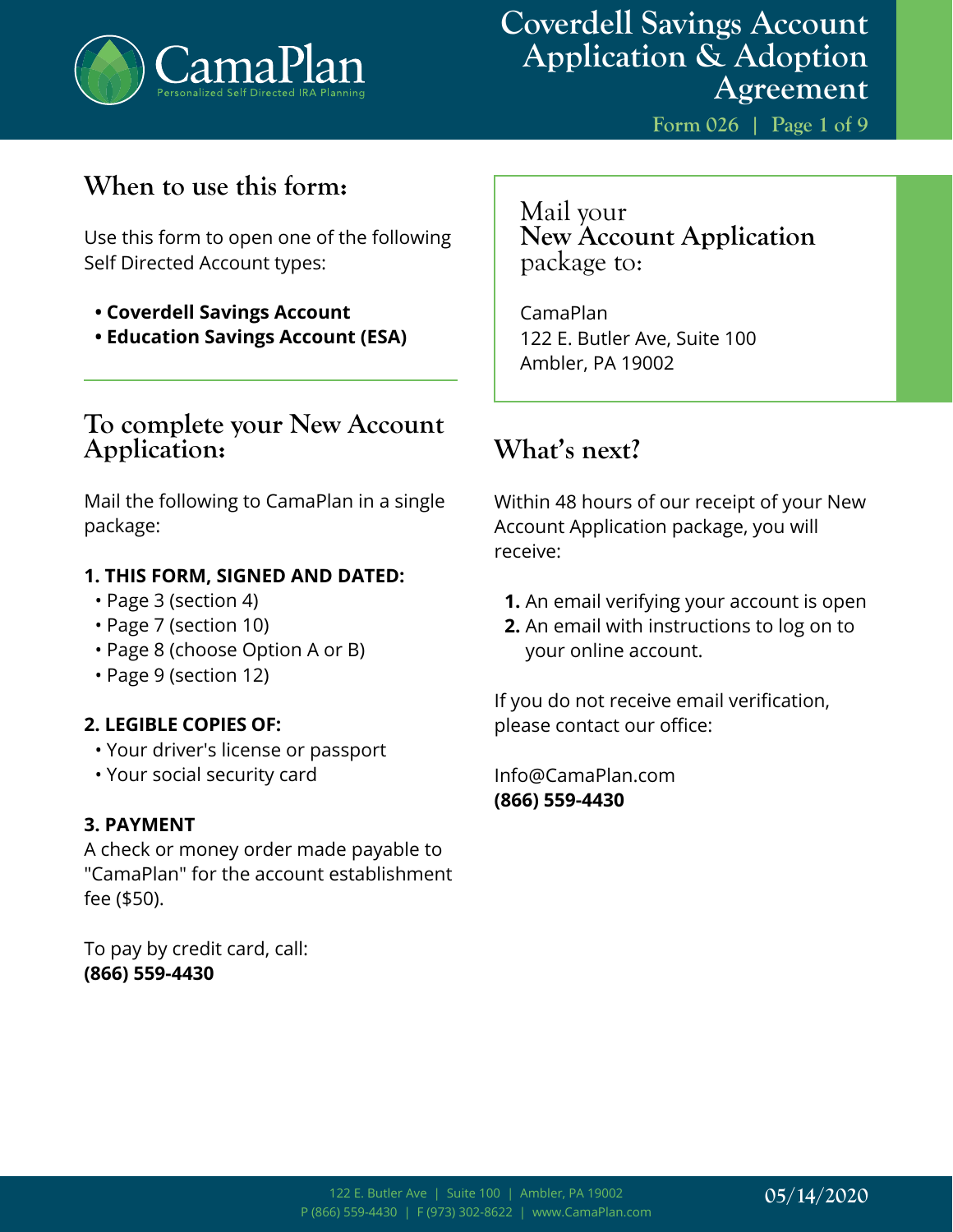# Coverdell Savings Account Application & Adoption Agreement

Form 026

## When to use this form:

Use this form to open one of the following Self Directed Account types:

- **Coverdell Savings Account**
- **Education Savings Account (ESA)**

## To complete your New Account Application:

Mail the following to CamaPlan in a single package:

**1. THIS FORM, SIGNED AND DATED:**

- Page 3 (section 4)
- Page 7 (section 10)
- Page 8 (choose Option A or B)
- Page 9 (section 12)

**2. LEGIBLE COPIES OF:**

- Your driver's license or passport
- Your social security card

**3. PAYMENT**

A check or money order made payable to "CamaPlan" for the account establishment fee ($50).

To pay by credit card, call:
**(866) 559-4430**

## Mail your **New Account Application** package to:

CamaPlan
122 E. Butler Ave, Suite 100
Ambler, PA 19002

## What's next?

Within 48 hours of our receipt of your New Account Application package, you will receive:

1. An email verifying your account is open
2. An email with instructions to log on to your online account.

If you do not receive email verification, please contact our office:

Info@CamaPlan.com
**(866) 559-4430**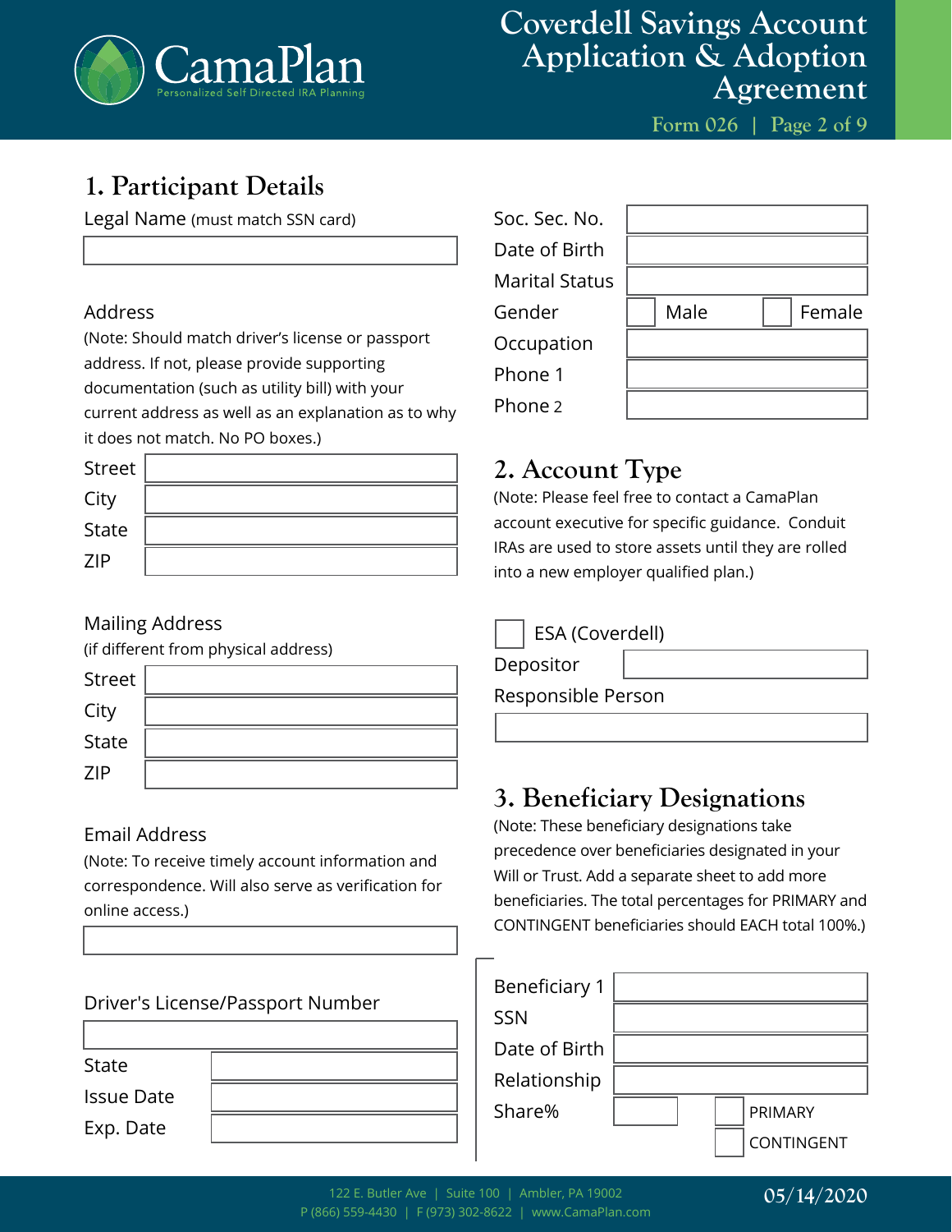# Coverdell Savings Account Application & Adoption Agreement

Form 026

## 1. Participant Details

Legal Name (must match SSN card)

| |
|---|
| |

Address

(Note: Should match driver's license or passport address. If not, please provide supporting documentation (such as utility bill) with your current address as well as an explanation as to why it does not match. No PO boxes.)

| | |
|---|---|
| Street | |
| City | |
| State | |
| ZIP | |

Mailing Address

(if different from physical address)

| | |
|---|---|
| Street | |
| City | |
| State | |
| ZIP | |

Email Address

(Note: To receive timely account information and correspondence. Will also serve as verification for online access.)

| |
|---|
| |

Driver's License/Passport Number

| |
|---|
| |

| | |
|---|---|
| State | |
| Issue Date | |
| Exp. Date | |

| | |
|---|---|
| Soc. Sec. No. | |
| Date of Birth | |
| Marital Status | |
| Gender | ☐ Male ☐ Female |
| Occupation | |
| Phone 1 | |
| Phone 2 | |

## 2. Account Type

(Note: Please feel free to contact a CamaPlan account executive for specific guidance. Conduit IRAs are used to store assets until they are rolled into a new employer qualified plan.)

☐ ESA (Coverdell)

| | |
|---|---|
| Depositor | |

Responsible Person

| |
|---|
| |

## 3. Beneficiary Designations

(Note: These beneficiary designations take precedence over beneficiaries designated in your Will or Trust. Add a separate sheet to add more beneficiaries. The total percentages for PRIMARY and CONTINGENT beneficiaries should EACH total 100%.)

| | |
|---|---|
| Beneficiary 1 | |
| SSN | |
| Date of Birth | |
| Relationship | |
| Share% | ☐ PRIMARY ☐ CONTINGENT |

122 E. Butler Ave | Suite 100 | Ambler, PA 19002
P (866) 559-4430 | F (973) 302-8622 | www.CamaPlan.com

05/14/2020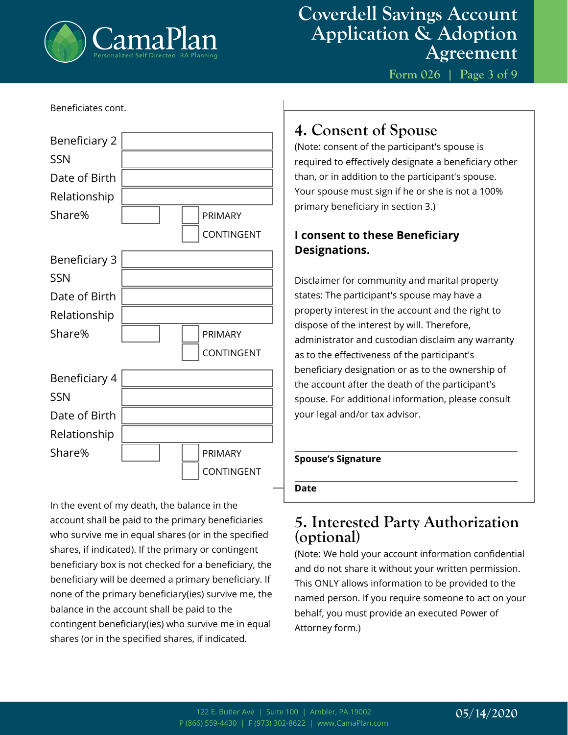Beneficiates cont.

Beneficiary 2 \_\_\_\_\_\_\_\_\_\_\_\_\_\_\_\_

SSN \_\_\_\_\_\_\_\_\_\_\_\_\_\_\_\_

Date of Birth \_\_\_\_\_\_\_\_\_\_\_\_\_\_\_\_

Relationship \_\_\_\_\_\_\_\_\_\_\_\_\_\_\_\_

Share% \_\_\_\_\_\_ ☐ PRIMARY ☐ CONTINGENT

Beneficiary 3 \_\_\_\_\_\_\_\_\_\_\_\_\_\_\_\_

SSN \_\_\_\_\_\_\_\_\_\_\_\_\_\_\_\_

Date of Birth \_\_\_\_\_\_\_\_\_\_\_\_\_\_\_\_

Relationship \_\_\_\_\_\_\_\_\_\_\_\_\_\_\_\_

Share% \_\_\_\_\_\_ ☐ PRIMARY ☐ CONTINGENT

Beneficiary 4 \_\_\_\_\_\_\_\_\_\_\_\_\_\_\_\_

SSN \_\_\_\_\_\_\_\_\_\_\_\_\_\_\_\_

Date of Birth \_\_\_\_\_\_\_\_\_\_\_\_\_\_\_\_

Relationship \_\_\_\_\_\_\_\_\_\_\_\_\_\_\_\_

Share% \_\_\_\_\_\_ ☐ PRIMARY ☐ CONTINGENT

In the event of my death, the balance in the account shall be paid to the primary beneficiaries who survive me in equal shares (or in the specified shares, if indicated). If the primary or contingent beneficiary box is not checked for a beneficiary, the beneficiary will be deemed a primary beneficiary. If none of the primary beneficiary(ies) survive me, the balance in the account shall be paid to the contingent beneficiary(ies) who survive me in equal shares (or in the specified shares, if indicated.

## 4. Consent of Spouse

(Note: consent of the participant's spouse is required to effectively designate a beneficiary other than, or in addition to the participant's spouse. Your spouse must sign if he or she is not a 100% primary beneficiary in section 3.)

**I consent to these Beneficiary Designations.**

Disclaimer for community and marital property states: The participant's spouse may have a property interest in the account and the right to dispose of the interest by will. Therefore, administrator and custodian disclaim any warranty as to the effectiveness of the participant's beneficiary designation or as to the ownership of the account after the death of the participant's spouse. For additional information, please consult your legal and/or tax advisor.

\_\_\_\_\_\_\_\_\_\_\_\_\_\_\_\_\_\_\_\_\_\_\_\_\_\_\_\_\_\_

**Spouse's Signature**

\_\_\_\_\_\_\_\_\_\_\_\_\_\_\_\_\_\_\_\_\_\_\_\_\_\_\_\_\_\_

**Date**

## 5. Interested Party Authorization (optional)

(Note: We hold your account information confidential and do not share it without your written permission. This ONLY allows information to be provided to the named person. If you require someone to act on your behalf, you must provide an executed Power of Attorney form.)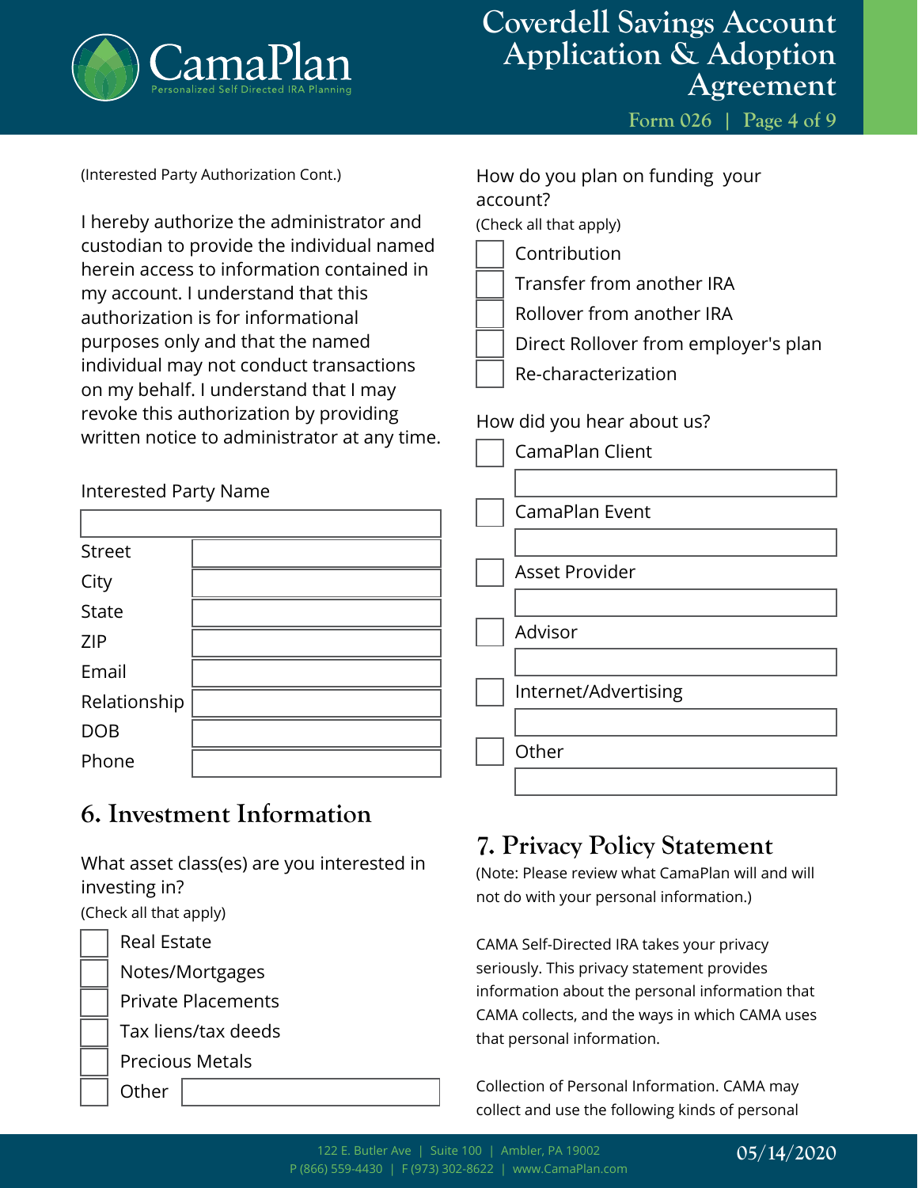(Interested Party Authorization Cont.)

I hereby authorize the administrator and custodian to provide the individual named herein access to information contained in my account. I understand that this authorization is for informational purposes only and that the named individual may not conduct transactions on my behalf. I understand that I may revoke this authorization by providing written notice to administrator at any time.

Interested Party Name

| | |
|---|---|
| Street | |
| City | |
| State | |
| ZIP | |
| Email | |
| Relationship | |
| DOB | |
| Phone | |

## 6. Investment Information

What asset class(es) are you interested in investing in?
(Check all that apply)

- ☐ Real Estate
- ☐ Notes/Mortgages
- ☐ Private Placements
- ☐ Tax liens/tax deeds
- ☐ Precious Metals
- ☐ Other ______

How do you plan on funding your account?
(Check all that apply)

- ☐ Contribution
- ☐ Transfer from another IRA
- ☐ Rollover from another IRA
- ☐ Direct Rollover from employer's plan
- ☐ Re-characterization

How did you hear about us?

- ☐ CamaPlan Client ______
- ☐ CamaPlan Event ______
- ☐ Asset Provider ______
- ☐ Advisor ______
- ☐ Internet/Advertising ______
- ☐ Other ______

## 7. Privacy Policy Statement

(Note: Please review what CamaPlan will and will not do with your personal information.)

CAMA Self-Directed IRA takes your privacy seriously. This privacy statement provides information about the personal information that CAMA collects, and the ways in which CAMA uses that personal information.

Collection of Personal Information. CAMA may collect and use the following kinds of personal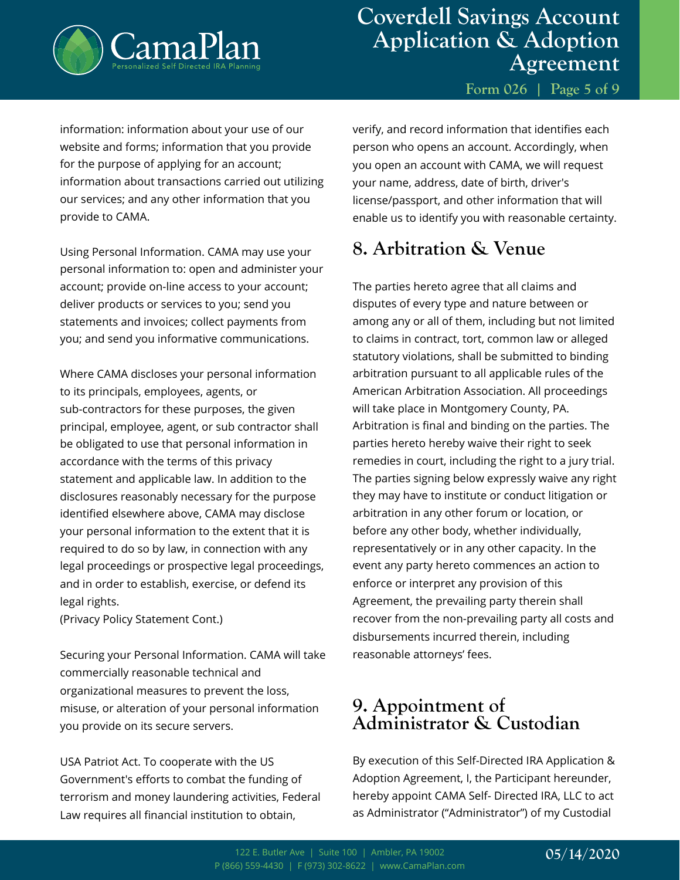information: information about your use of our website and forms; information that you provide for the purpose of applying for an account; information about transactions carried out utilizing our services; and any other information that you provide to CAMA.

Using Personal Information. CAMA may use your personal information to: open and administer your account; provide on-line access to your account; deliver products or services to you; send you statements and invoices; collect payments from you; and send you informative communications.

Where CAMA discloses your personal information to its principals, employees, agents, or sub-contractors for these purposes, the given principal, employee, agent, or sub contractor shall be obligated to use that personal information in accordance with the terms of this privacy statement and applicable law. In addition to the disclosures reasonably necessary for the purpose identified elsewhere above, CAMA may disclose your personal information to the extent that it is required to do so by law, in connection with any legal proceedings or prospective legal proceedings, and in order to establish, exercise, or defend its legal rights.
(Privacy Policy Statement Cont.)

Securing your Personal Information. CAMA will take commercially reasonable technical and organizational measures to prevent the loss, misuse, or alteration of your personal information you provide on its secure servers.

USA Patriot Act. To cooperate with the US Government's efforts to combat the funding of terrorism and money laundering activities, Federal Law requires all financial institution to obtain, verify, and record information that identifies each person who opens an account. Accordingly, when you open an account with CAMA, we will request your name, address, date of birth, driver's license/passport, and other information that will enable us to identify you with reasonable certainty.

## 8. Arbitration & Venue

The parties hereto agree that all claims and disputes of every type and nature between or among any or all of them, including but not limited to claims in contract, tort, common law or alleged statutory violations, shall be submitted to binding arbitration pursuant to all applicable rules of the American Arbitration Association. All proceedings will take place in Montgomery County, PA. Arbitration is final and binding on the parties. The parties hereto hereby waive their right to seek remedies in court, including the right to a jury trial. The parties signing below expressly waive any right they may have to institute or conduct litigation or arbitration in any other forum or location, or before any other body, whether individually, representatively or in any other capacity. In the event any party hereto commences an action to enforce or interpret any provision of this Agreement, the prevailing party therein shall recover from the non-prevailing party all costs and disbursements incurred therein, including reasonable attorneys' fees.

## 9. Appointment of Administrator & Custodian

By execution of this Self-Directed IRA Application & Adoption Agreement, I, the Participant hereunder, hereby appoint CAMA Self- Directed IRA, LLC to act as Administrator ("Administrator") of my Custodial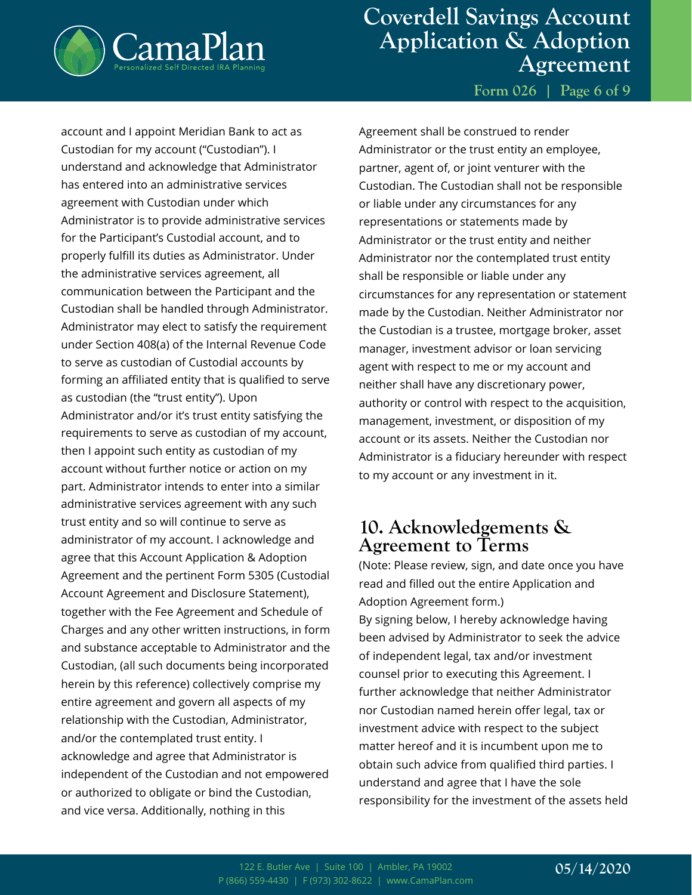account and I appoint Meridian Bank to act as Custodian for my account ("Custodian"). I understand and acknowledge that Administrator has entered into an administrative services agreement with Custodian under which Administrator is to provide administrative services for the Participant's Custodial account, and to properly fulfill its duties as Administrator. Under the administrative services agreement, all communication between the Participant and the Custodian shall be handled through Administrator. Administrator may elect to satisfy the requirement under Section 408(a) of the Internal Revenue Code to serve as custodian of Custodial accounts by forming an affiliated entity that is qualified to serve as custodian (the "trust entity"). Upon Administrator and/or it's trust entity satisfying the requirements to serve as custodian of my account, then I appoint such entity as custodian of my account without further notice or action on my part. Administrator intends to enter into a similar administrative services agreement with any such trust entity and so will continue to serve as administrator of my account. I acknowledge and agree that this Account Application & Adoption Agreement and the pertinent Form 5305 (Custodial Account Agreement and Disclosure Statement), together with the Fee Agreement and Schedule of Charges and any other written instructions, in form and substance acceptable to Administrator and the Custodian, (all such documents being incorporated herein by this reference) collectively comprise my entire agreement and govern all aspects of my relationship with the Custodian, Administrator, and/or the contemplated trust entity. I acknowledge and agree that Administrator is independent of the Custodian and not empowered or authorized to obligate or bind the Custodian, and vice versa. Additionally, nothing in this Agreement shall be construed to render Administrator or the trust entity an employee, partner, agent of, or joint venturer with the Custodian. The Custodian shall not be responsible or liable under any circumstances for any representations or statements made by Administrator or the trust entity and neither Administrator nor the contemplated trust entity shall be responsible or liable under any circumstances for any representation or statement made by the Custodian. Neither Administrator nor the Custodian is a trustee, mortgage broker, asset manager, investment advisor or loan servicing agent with respect to me or my account and neither shall have any discretionary power, authority or control with respect to the acquisition, management, investment, or disposition of my account or its assets. Neither the Custodian nor Administrator is a fiduciary hereunder with respect to my account or any investment in it.

## 10. Acknowledgements & Agreement to Terms

(Note: Please review, sign, and date once you have read and filled out the entire Application and Adoption Agreement form.)

By signing below, I hereby acknowledge having been advised by Administrator to seek the advice of independent legal, tax and/or investment counsel prior to executing this Agreement. I further acknowledge that neither Administrator nor Custodian named herein offer legal, tax or investment advice with respect to the subject matter hereof and it is incumbent upon me to obtain such advice from qualified third parties. I understand and agree that I have the sole responsibility for the investment of the assets held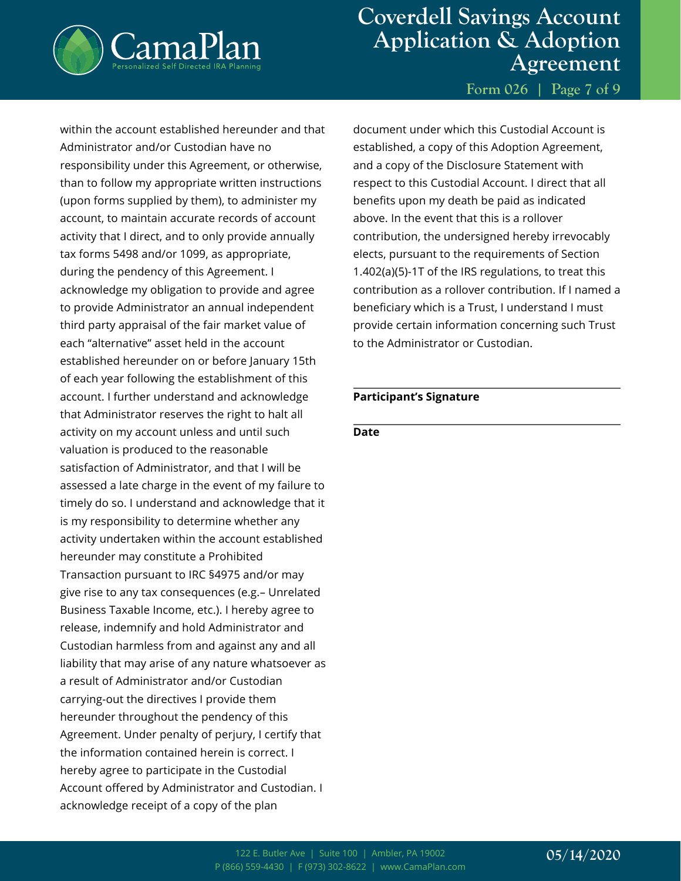within the account established hereunder and that Administrator and/or Custodian have no responsibility under this Agreement, or otherwise, than to follow my appropriate written instructions (upon forms supplied by them), to administer my account, to maintain accurate records of account activity that I direct, and to only provide annually tax forms 5498 and/or 1099, as appropriate, during the pendency of this Agreement. I acknowledge my obligation to provide and agree to provide Administrator an annual independent third party appraisal of the fair market value of each "alternative" asset held in the account established hereunder on or before January 15th of each year following the establishment of this account. I further understand and acknowledge that Administrator reserves the right to halt all activity on my account unless and until such valuation is produced to the reasonable satisfaction of Administrator, and that I will be assessed a late charge in the event of my failure to timely do so. I understand and acknowledge that it is my responsibility to determine whether any activity undertaken within the account established hereunder may constitute a Prohibited Transaction pursuant to IRC §4975 and/or may give rise to any tax consequences (e.g.– Unrelated Business Taxable Income, etc.). I hereby agree to release, indemnify and hold Administrator and Custodian harmless from and against any and all liability that may arise of any nature whatsoever as a result of Administrator and/or Custodian carrying-out the directives I provide them hereunder throughout the pendency of this Agreement. Under penalty of perjury, I certify that the information contained herein is correct. I hereby agree to participate in the Custodial Account offered by Administrator and Custodian. I acknowledge receipt of a copy of the plan document under which this Custodial Account is established, a copy of this Adoption Agreement, and a copy of the Disclosure Statement with respect to this Custodial Account. I direct that all benefits upon my death be paid as indicated above. In the event that this is a rollover contribution, the undersigned hereby irrevocably elects, pursuant to the requirements of Section 1.402(a)(5)-1T of the IRS regulations, to treat this contribution as a rollover contribution. If I named a beneficiary which is a Trust, I understand I must provide certain information concerning such Trust to the Administrator or Custodian.

\_\_\_\_\_\_\_\_\_\_\_\_\_\_\_\_\_\_\_\_\_\_\_\_\_\_\_\_\_\_\_\_\_\_\_\_\_\_\_\_

**Participant's Signature**

\_\_\_\_\_\_\_\_\_\_\_\_\_\_\_\_\_\_\_\_\_\_\_\_\_\_\_\_\_\_\_\_\_\_\_\_\_\_\_\_

**Date**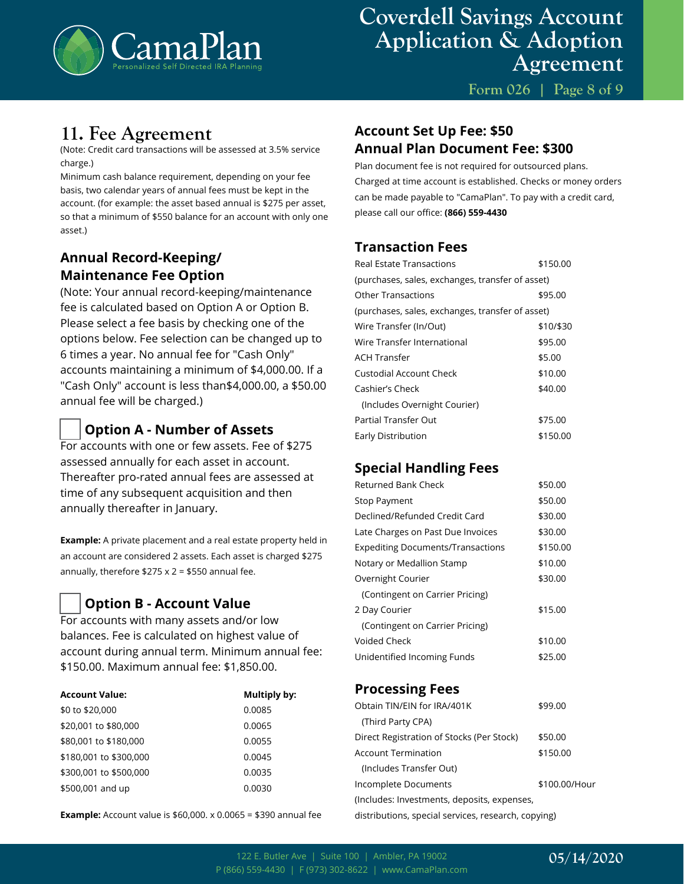## 11. Fee Agreement

(Note: Credit card transactions will be assessed at 3.5% service charge.)

Minimum cash balance requirement, depending on your fee basis, two calendar years of annual fees must be kept in the account. (for example: the asset based annual is $275 per asset, so that a minimum of $550 balance for an account with only one asset.)

### Annual Record-Keeping/ Maintenance Fee Option

(Note: Your annual record-keeping/maintenance fee is calculated based on Option A or Option B. Please select a fee basis by checking one of the options below. Fee selection can be changed up to 6 times a year. No annual fee for "Cash Only" accounts maintaining a minimum of $4,000.00. If a "Cash Only" account is less than$4,000.00, a $50.00 annual fee will be charged.)

☐ **Option A - Number of Assets**

For accounts with one or few assets. Fee of $275 assessed annually for each asset in account. Thereafter pro-rated annual fees are assessed at time of any subsequent acquisition and then annually thereafter in January.

**Example:** A private placement and a real estate property held in an account are considered 2 assets. Each asset is charged $275 annually, therefore $275 x 2 = $550 annual fee.

☐ **Option B - Account Value**

For accounts with many assets and/or low balances. Fee is calculated on highest value of account during annual term. Minimum annual fee: $150.00. Maximum annual fee: $1,850.00.

| Account Value: | Multiply by: |
|---|---|
| $0 to $20,000 | 0.0085 |
| $20,001 to $80,000 | 0.0065 |
| $80,001 to $180,000 | 0.0055 |
| $180,001 to $300,000 | 0.0045 |
| $300,001 to $500,000 | 0.0035 |
| $500,001 and up | 0.0030 |

**Example:** Account value is $60,000. x 0.0065 = $390 annual fee

### Account Set Up Fee: $50
### Annual Plan Document Fee: $300

Plan document fee is not required for outsourced plans. Charged at time account is established. Checks or money orders can be made payable to "CamaPlan". To pay with a credit card, please call our office: **(866) 559-4430**

### Transaction Fees

| | |
|---|---|
| Real Estate Transactions (purchases, sales, exchanges, transfer of asset) | $150.00 |
| Other Transactions (purchases, sales, exchanges, transfer of asset) | $95.00 |
| Wire Transfer (In/Out) | $10/$30 |
| Wire Transfer International | $95.00 |
| ACH Transfer | $5.00 |
| Custodial Account Check | $10.00 |
| Cashier's Check (Includes Overnight Courier) | $40.00 |
| Partial Transfer Out | $75.00 |
| Early Distribution | $150.00 |

### Special Handling Fees

| | |
|---|---|
| Returned Bank Check | $50.00 |
| Stop Payment | $50.00 |
| Declined/Refunded Credit Card | $30.00 |
| Late Charges on Past Due Invoices | $30.00 |
| Expediting Documents/Transactions | $150.00 |
| Notary or Medallion Stamp | $10.00 |
| Overnight Courier (Contingent on Carrier Pricing) | $30.00 |
| 2 Day Courier (Contingent on Carrier Pricing) | $15.00 |
| Voided Check | $10.00 |
| Unidentified Incoming Funds | $25.00 |

### Processing Fees

| | |
|---|---|
| Obtain TIN/EIN for IRA/401K (Third Party CPA) | $99.00 |
| Direct Registration of Stocks (Per Stock) | $50.00 |
| Account Termination (Includes Transfer Out) | $150.00 |
| Incomplete Documents (Includes: Investments, deposits, expenses, distributions, special services, research, copying) | $100.00/Hour |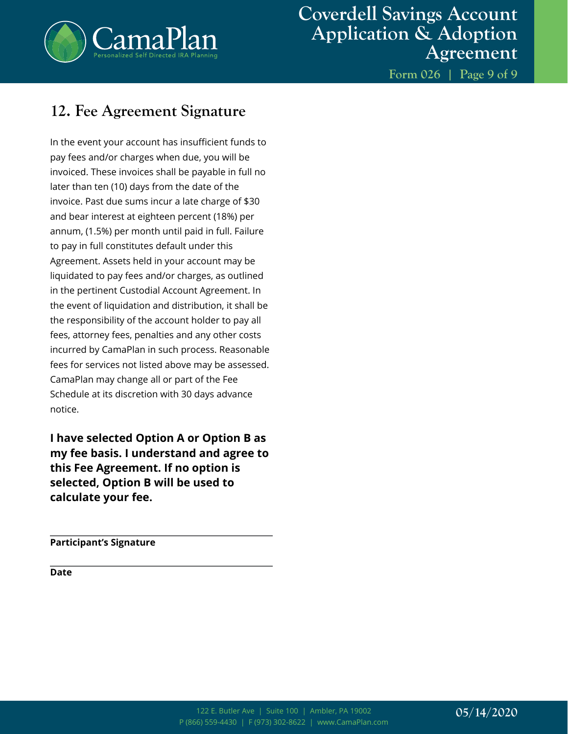## 12. Fee Agreement Signature

In the event your account has insufficient funds to pay fees and/or charges when due, you will be invoiced. These invoices shall be payable in full no later than ten (10) days from the date of the invoice. Past due sums incur a late charge of $30 and bear interest at eighteen percent (18%) per annum, (1.5%) per month until paid in full. Failure to pay in full constitutes default under this Agreement. Assets held in your account may be liquidated to pay fees and/or charges, as outlined in the pertinent Custodial Account Agreement. In the event of liquidation and distribution, it shall be the responsibility of the account holder to pay all fees, attorney fees, penalties and any other costs incurred by CamaPlan in such process. Reasonable fees for services not listed above may be assessed. CamaPlan may change all or part of the Fee Schedule at its discretion with 30 days advance notice.

**I have selected Option A or Option B as my fee basis. I understand and agree to this Fee Agreement. If no option is selected, Option B will be used to calculate your fee.**

______________________________

**Participant's Signature**

______________________________

**Date**